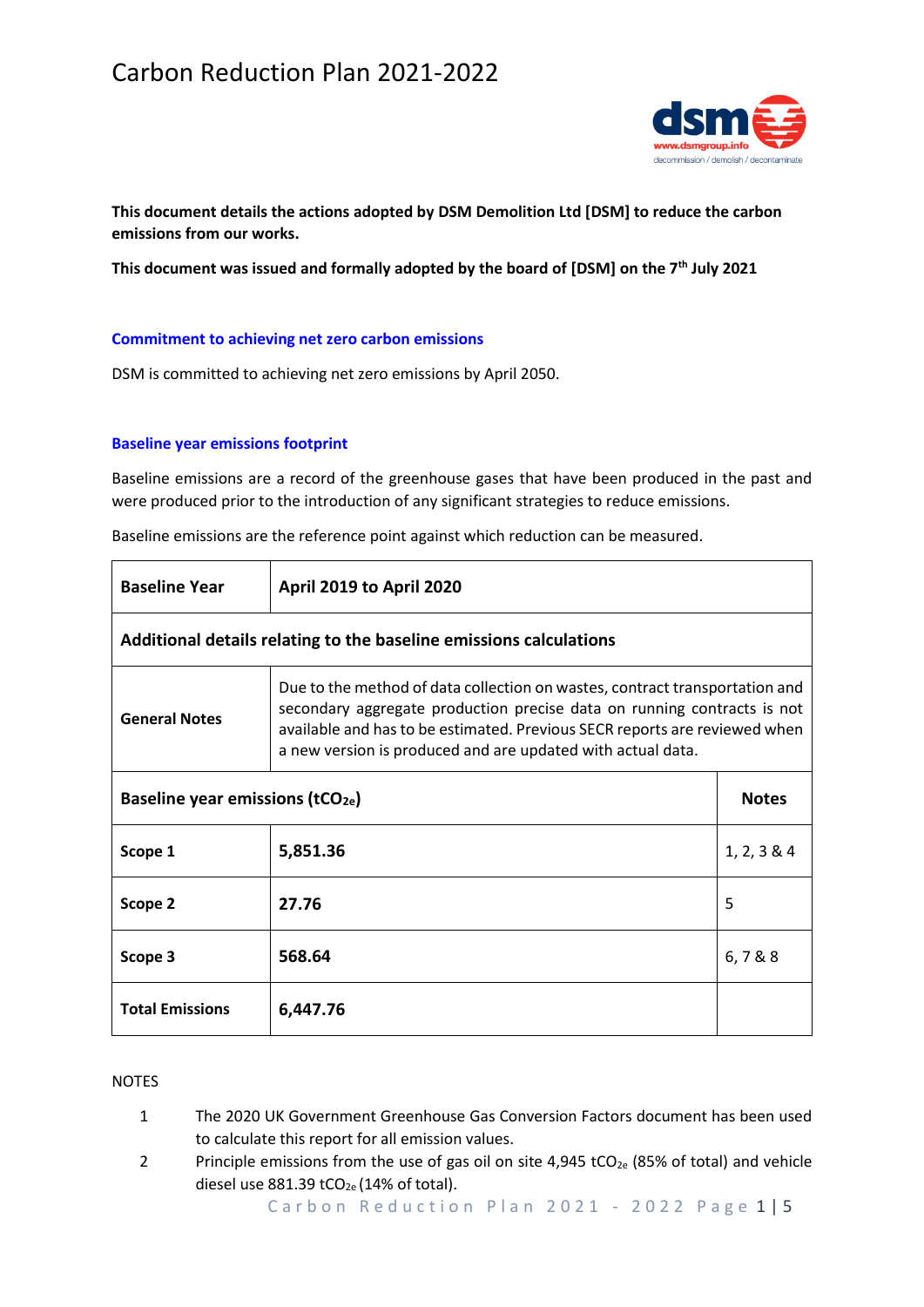# Carbon Reduction Plan 2021-2022

**This document details the actions adopted by DSM Demolition Ltd [DSM] to reduce the carbon emissions from our works.**

**This document was issued and formally adopted by the board of [DSM] on the 7th July 2021**

## Commitment to achieving net zero carbon emissions

DSM is committed to achieving net zero emissions by April 2050.

## Baseline year emissions footprint

Baseline emissions are a record of the greenhouse gases that have been produced in the past and were produced prior to the introduction of any significant strategies to reduce emissions.

Baseline emissions are the reference point against which reduction can be measured.

| **Baseline Year** | **April 2019 to April 2020** | |
|---|---|---|
| **Additional details relating to the baseline emissions calculations** | | |
| **General Notes** | Due to the method of data collection on wastes, contract transportation and secondary aggregate production precise data on running contracts is not available and has to be estimated. Previous SECR reports are reviewed when a new version is produced and are updated with actual data. | |
| **Baseline year emissions ($tCO_{2e}$)** | | **Notes** |
| **Scope 1** | **5,851.36** | 1, 2, 3 & 4 |
| **Scope 2** | **27.76** | 5 |
| **Scope 3** | **568.64** | 6, 7 & 8 |
| **Total Emissions** | **6,447.76** | |

NOTES

1. The 2020 UK Government Greenhouse Gas Conversion Factors document has been used to calculate this report for all emission values.
2. Principle emissions from the use of gas oil on site 4,945 $tCO_{2e}$ (85% of total) and vehicle diesel use 881.39 $tCO_{2e}$ (14% of total).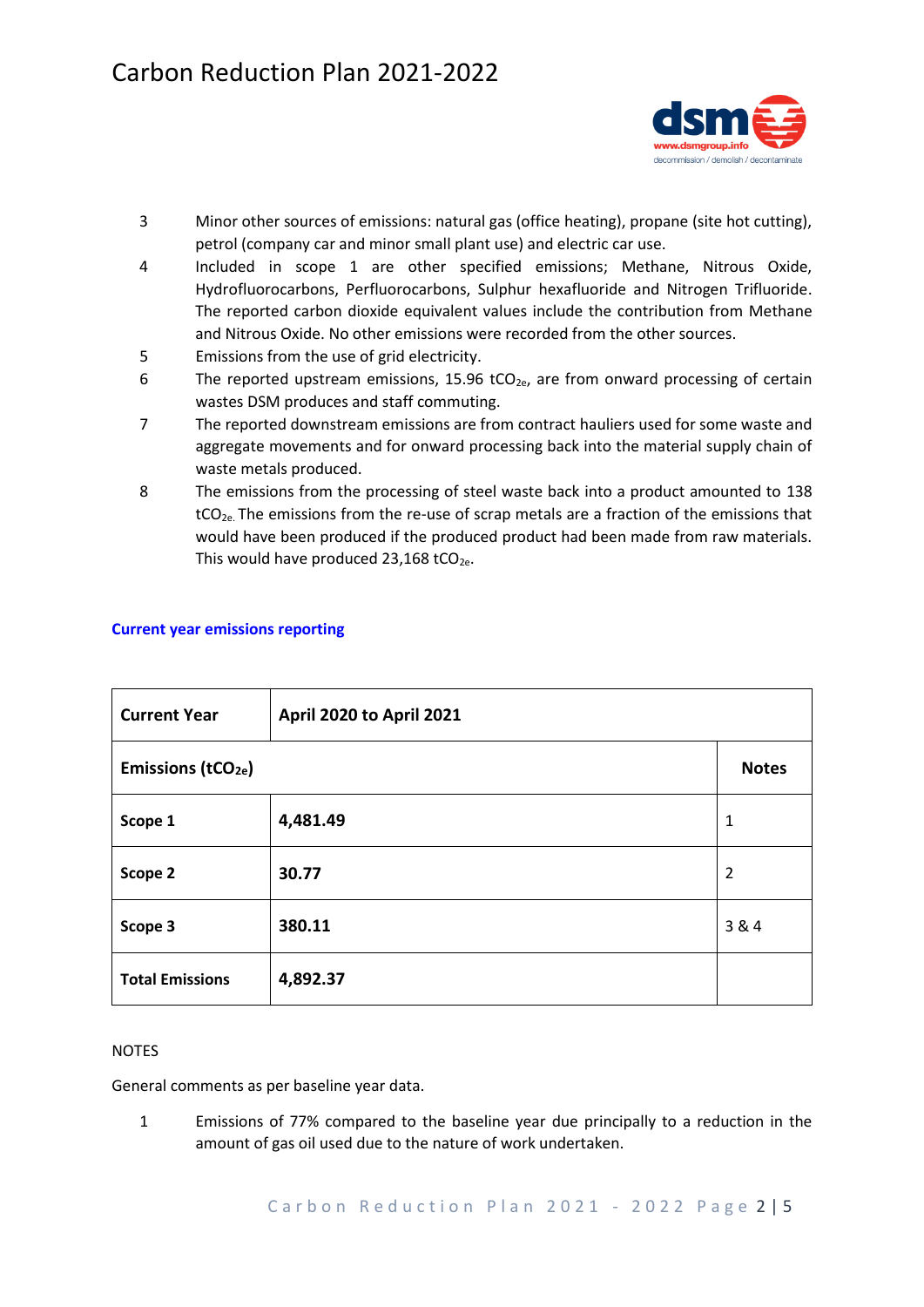3 Minor other sources of emissions: natural gas (office heating), propane (site hot cutting), petrol (company car and minor small plant use) and electric car use.

4 Included in scope 1 are other specified emissions; Methane, Nitrous Oxide, Hydrofluorocarbons, Perfluorocarbons, Sulphur hexafluoride and Nitrogen Trifluoride. The reported carbon dioxide equivalent values include the contribution from Methane and Nitrous Oxide. No other emissions were recorded from the other sources.

5 Emissions from the use of grid electricity.

6 The reported upstream emissions, 15.96 $tCO_{2e}$, are from onward processing of certain wastes DSM produces and staff commuting.

7 The reported downstream emissions are from contract hauliers used for some waste and aggregate movements and for onward processing back into the material supply chain of waste metals produced.

8 The emissions from the processing of steel waste back into a product amounted to 138 $tCO_{2e}$. The emissions from the re-use of scrap metals are a fraction of the emissions that would have been produced if the produced product had been made from raw materials. This would have produced 23,168 $tCO_{2e}$.

## Current year emissions reporting

| **Current Year** | **April 2020 to April 2021** | |
|---|---|---|
| **Emissions ($tCO_{2e}$)** | | **Notes** |
| **Scope 1** | **4,481.49** | 1 |
| **Scope 2** | **30.77** | 2 |
| **Scope 3** | **380.11** | 3 & 4 |
| **Total Emissions** | **4,892.37** | |

NOTES

General comments as per baseline year data.

1 Emissions of 77% compared to the baseline year due principally to a reduction in the amount of gas oil used due to the nature of work undertaken.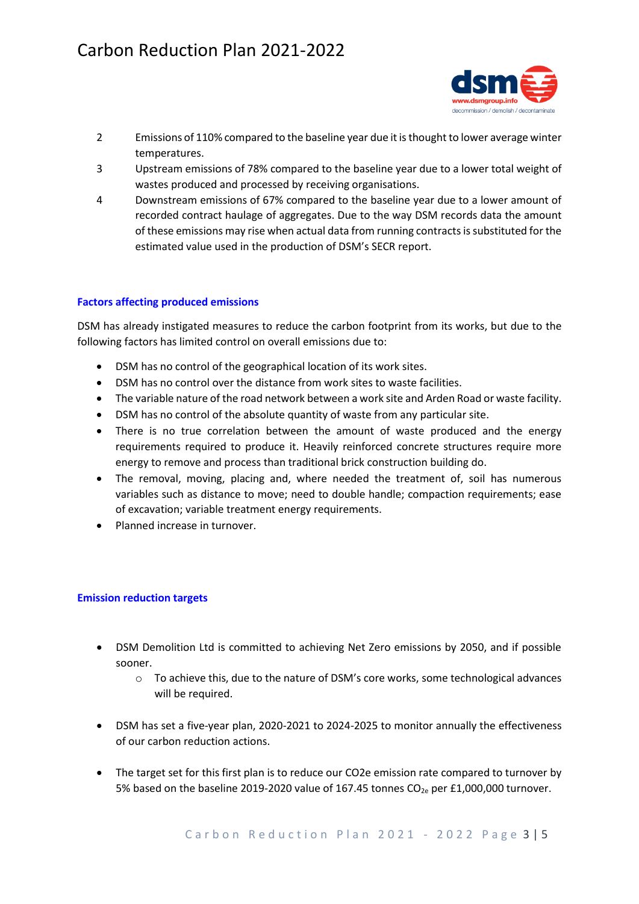2. Emissions of 110% compared to the baseline year due it is thought to lower average winter temperatures.
3. Upstream emissions of 78% compared to the baseline year due to a lower total weight of wastes produced and processed by receiving organisations.
4. Downstream emissions of 67% compared to the baseline year due to a lower amount of recorded contract haulage of aggregates. Due to the way DSM records data the amount of these emissions may rise when actual data from running contracts is substituted for the estimated value used in the production of DSM's SECR report.

### Factors affecting produced emissions

DSM has already instigated measures to reduce the carbon footprint from its works, but due to the following factors has limited control on overall emissions due to:

- DSM has no control of the geographical location of its work sites.
- DSM has no control over the distance from work sites to waste facilities.
- The variable nature of the road network between a work site and Arden Road or waste facility.
- DSM has no control of the absolute quantity of waste from any particular site.
- There is no true correlation between the amount of waste produced and the energy requirements required to produce it. Heavily reinforced concrete structures require more energy to remove and process than traditional brick construction building do.
- The removal, moving, placing and, where needed the treatment of, soil has numerous variables such as distance to move; need to double handle; compaction requirements; ease of excavation; variable treatment energy requirements.
- Planned increase in turnover.

### Emission reduction targets

- DSM Demolition Ltd is committed to achieving Net Zero emissions by 2050, and if possible sooner.
    - To achieve this, due to the nature of DSM's core works, some technological advances will be required.

- DSM has set a five-year plan, 2020-2021 to 2024-2025 to monitor annually the effectiveness of our carbon reduction actions.

- The target set for this first plan is to reduce our CO2e emission rate compared to turnover by 5% based on the baseline 2019-2020 value of 167.45 tonnes $CO_{2e}$ per £1,000,000 turnover.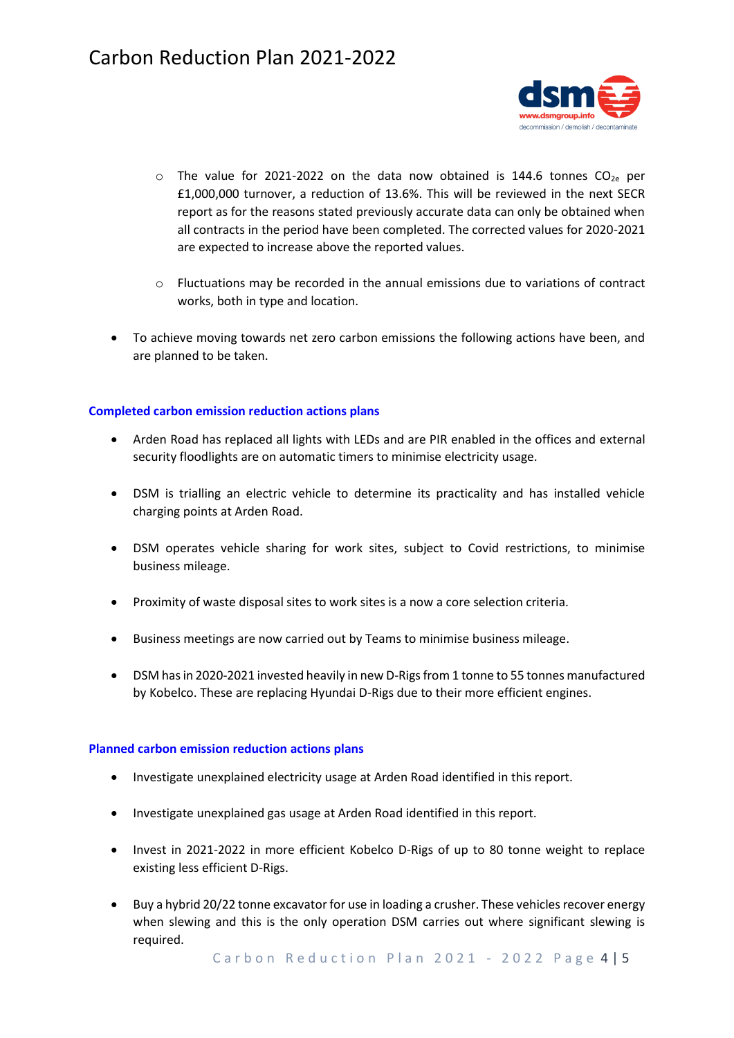- The value for 2021-2022 on the data now obtained is 144.6 tonnes $CO_{2e}$ per £1,000,000 turnover, a reduction of 13.6%. This will be reviewed in the next SECR report as for the reasons stated previously accurate data can only be obtained when all contracts in the period have been completed. The corrected values for 2020-2021 are expected to increase above the reported values.

  - Fluctuations may be recorded in the annual emissions due to variations of contract works, both in type and location.

- To achieve moving towards net zero carbon emissions the following actions have been, and are planned to be taken.

### Completed carbon emission reduction actions plans

- Arden Road has replaced all lights with LEDs and are PIR enabled in the offices and external security floodlights are on automatic timers to minimise electricity usage.

- DSM is trialling an electric vehicle to determine its practicality and has installed vehicle charging points at Arden Road.

- DSM operates vehicle sharing for work sites, subject to Covid restrictions, to minimise business mileage.

- Proximity of waste disposal sites to work sites is a now a core selection criteria.

- Business meetings are now carried out by Teams to minimise business mileage.

- DSM has in 2020-2021 invested heavily in new D-Rigs from 1 tonne to 55 tonnes manufactured by Kobelco. These are replacing Hyundai D-Rigs due to their more efficient engines.

### Planned carbon emission reduction actions plans

- Investigate unexplained electricity usage at Arden Road identified in this report.

- Investigate unexplained gas usage at Arden Road identified in this report.

- Invest in 2021-2022 in more efficient Kobelco D-Rigs of up to 80 tonne weight to replace existing less efficient D-Rigs.

- Buy a hybrid 20/22 tonne excavator for use in loading a crusher. These vehicles recover energy when slewing and this is the only operation DSM carries out where significant slewing is required.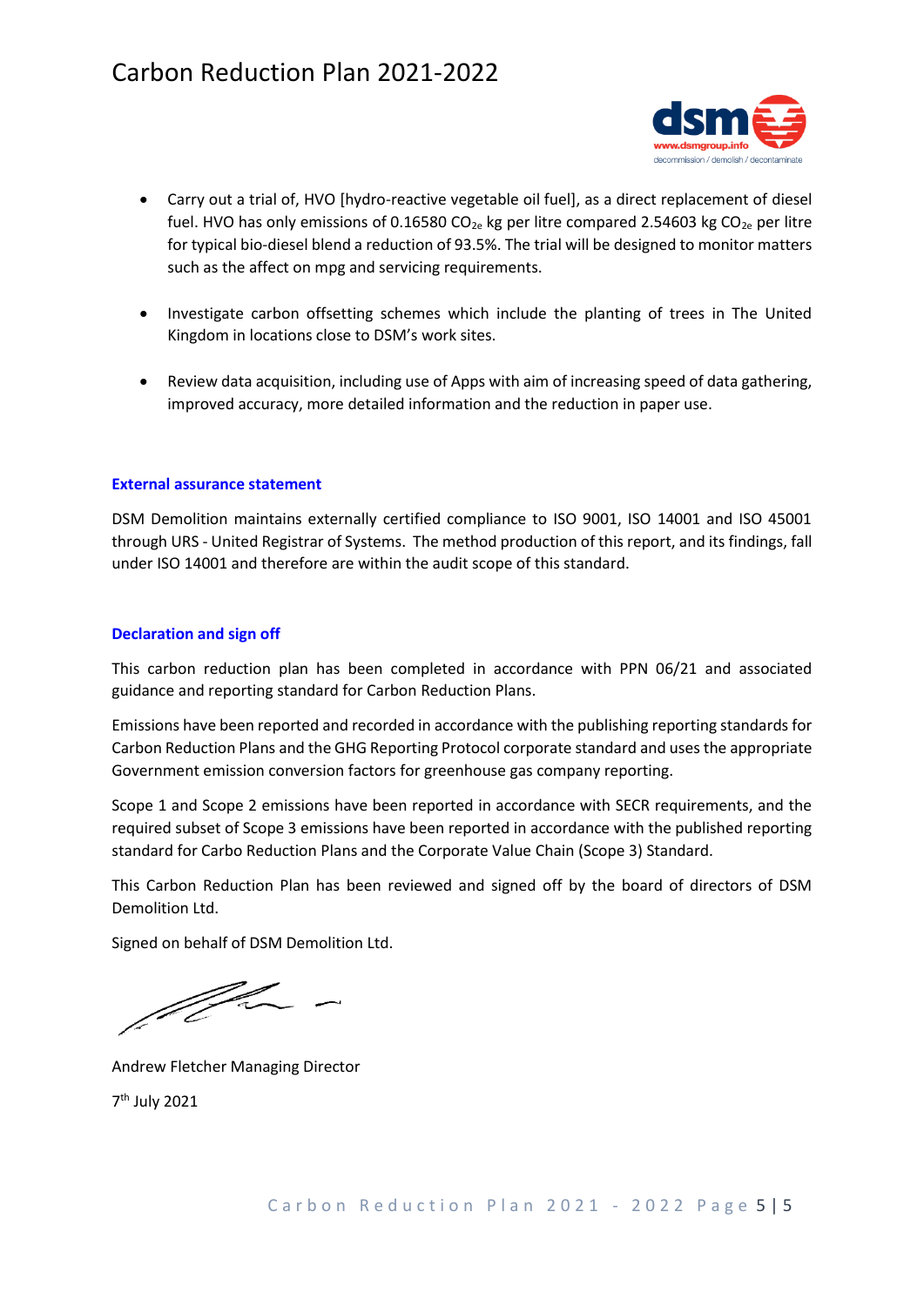- Carry out a trial of, HVO [hydro-reactive vegetable oil fuel], as a direct replacement of diesel fuel. HVO has only emissions of 0.16580 $CO_{2e}$ kg per litre compared 2.54603 kg $CO_{2e}$ per litre for typical bio-diesel blend a reduction of 93.5%. The trial will be designed to monitor matters such as the affect on mpg and servicing requirements.

- Investigate carbon offsetting schemes which include the planting of trees in The United Kingdom in locations close to DSM's work sites.

- Review data acquisition, including use of Apps with aim of increasing speed of data gathering, improved accuracy, more detailed information and the reduction in paper use.

### External assurance statement

DSM Demolition maintains externally certified compliance to ISO 9001, ISO 14001 and ISO 45001 through URS - United Registrar of Systems. The method production of this report, and its findings, fall under ISO 14001 and therefore are within the audit scope of this standard.

### Declaration and sign off

This carbon reduction plan has been completed in accordance with PPN 06/21 and associated guidance and reporting standard for Carbon Reduction Plans.

Emissions have been reported and recorded in accordance with the publishing reporting standards for Carbon Reduction Plans and the GHG Reporting Protocol corporate standard and uses the appropriate Government emission conversion factors for greenhouse gas company reporting.

Scope 1 and Scope 2 emissions have been reported in accordance with SECR requirements, and the required subset of Scope 3 emissions have been reported in accordance with the published reporting standard for Carbo Reduction Plans and the Corporate Value Chain (Scope 3) Standard.

This Carbon Reduction Plan has been reviewed and signed off by the board of directors of DSM Demolition Ltd.

Signed on behalf of DSM Demolition Ltd.

Andrew Fletcher Managing Director

7th July 2021